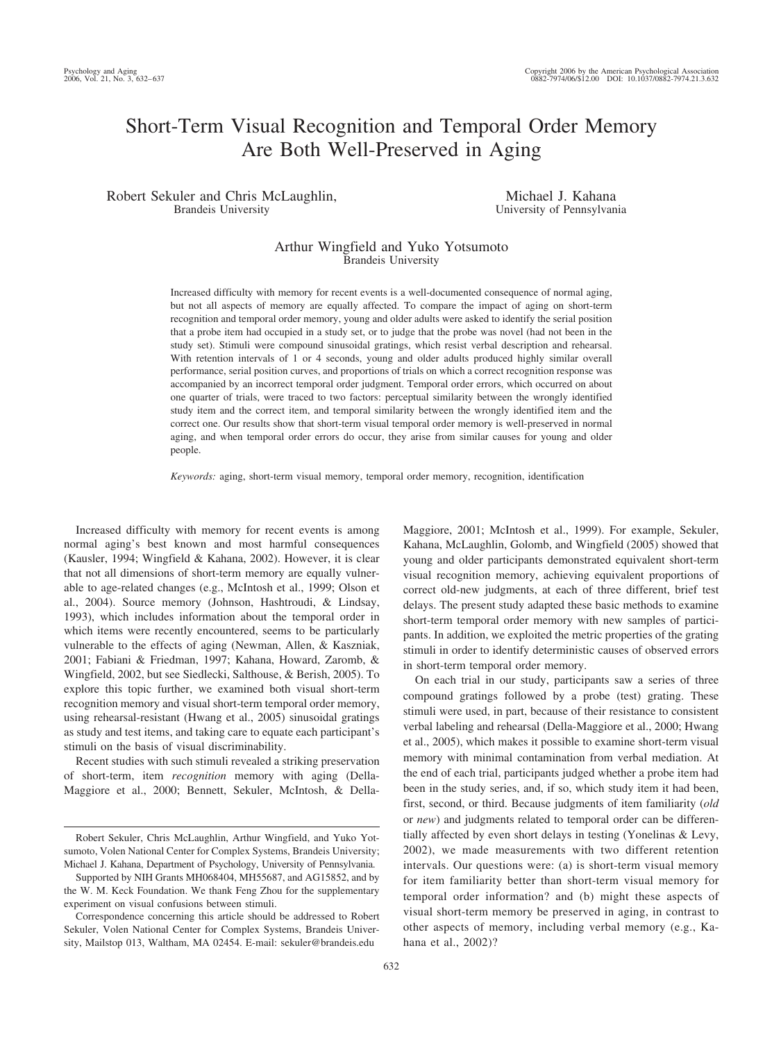# Short-Term Visual Recognition and Temporal Order Memory Are Both Well-Preserved in Aging

Robert Sekuler and Chris McLaughlin,
Brandeis University

Michael J. Kahana
University of Pennsylvania

Arthur Wingfield and Yuko Yotsumoto
Brandeis University

Increased difficulty with memory for recent events is a well-documented consequence of normal aging, but not all aspects of memory are equally affected. To compare the impact of aging on short-term recognition and temporal order memory, young and older adults were asked to identify the serial position that a probe item had occupied in a study set, or to judge that the probe was novel (had not been in the study set). Stimuli were compound sinusoidal gratings, which resist verbal description and rehearsal. With retention intervals of 1 or 4 seconds, young and older adults produced highly similar overall performance, serial position curves, and proportions of trials on which a correct recognition response was accompanied by an incorrect temporal order judgment. Temporal order errors, which occurred on about one quarter of trials, were traced to two factors: perceptual similarity between the wrongly identified study item and the correct item, and temporal similarity between the wrongly identified item and the correct one. Our results show that short-term visual temporal order memory is well-preserved in normal aging, and when temporal order errors do occur, they arise from similar causes for young and older people.

*Keywords:* aging, short-term visual memory, temporal order memory, recognition, identification

Increased difficulty with memory for recent events is among normal aging's best known and most harmful consequences (Kausler, 1994; Wingfield & Kahana, 2002). However, it is clear that not all dimensions of short-term memory are equally vulnerable to age-related changes (e.g., McIntosh et al., 1999; Olson et al., 2004). Source memory (Johnson, Hashtroudi, & Lindsay, 1993), which includes information about the temporal order in which items were recently encountered, seems to be particularly vulnerable to the effects of aging (Newman, Allen, & Kaszniak, 2001; Fabiani & Friedman, 1997; Kahana, Howard, Zaromb, & Wingfield, 2002, but see Siedlecki, Salthouse, & Berish, 2005). To explore this topic further, we examined both visual short-term recognition memory and visual short-term temporal order memory, using rehearsal-resistant (Hwang et al., 2005) sinusoidal gratings as study and test items, and taking care to equate each participant's stimuli on the basis of visual discriminability.

Recent studies with such stimuli revealed a striking preservation of short-term, item *recognition* memory with aging (Della-Maggiore et al., 2000; Bennett, Sekuler, McIntosh, & Della-Maggiore, 2001; McIntosh et al., 1999). For example, Sekuler, Kahana, McLaughlin, Golomb, and Wingfield (2005) showed that young and older participants demonstrated equivalent short-term visual recognition memory, achieving equivalent proportions of correct old-new judgments, at each of three different, brief test delays. The present study adapted these basic methods to examine short-term temporal order memory with new samples of participants. In addition, we exploited the metric properties of the grating stimuli in order to identify deterministic causes of observed errors in short-term temporal order memory.

On each trial in our study, participants saw a series of three compound gratings followed by a probe (test) grating. These stimuli were used, in part, because of their resistance to consistent verbal labeling and rehearsal (Della-Maggiore et al., 2000; Hwang et al., 2005), which makes it possible to examine short-term visual memory with minimal contamination from verbal mediation. At the end of each trial, participants judged whether a probe item had been in the study series, and, if so, which study item it had been, first, second, or third. Because judgments of item familiarity (*old* or *new*) and judgments related to temporal order can be differentially affected by even short delays in testing (Yonelinas & Levy, 2002), we made measurements with two different retention intervals. Our questions were: (a) is short-term visual memory for item familiarity better than short-term visual memory for temporal order information? and (b) might these aspects of visual short-term memory be preserved in aging, in contrast to other aspects of memory, including verbal memory (e.g., Kahana et al., 2002)?

---

Robert Sekuler, Chris McLaughlin, Arthur Wingfield, and Yuko Yotsumoto, Volen National Center for Complex Systems, Brandeis University; Michael J. Kahana, Department of Psychology, University of Pennsylvania.

Supported by NIH Grants MH068404, MH55687, and AG15852, and by the W. M. Keck Foundation. We thank Feng Zhou for the supplementary experiment on visual confusions between stimuli.

Correspondence concerning this article should be addressed to Robert Sekuler, Volen National Center for Complex Systems, Brandeis University, Mailstop 013, Waltham, MA 02454. E-mail: sekuler@brandeis.edu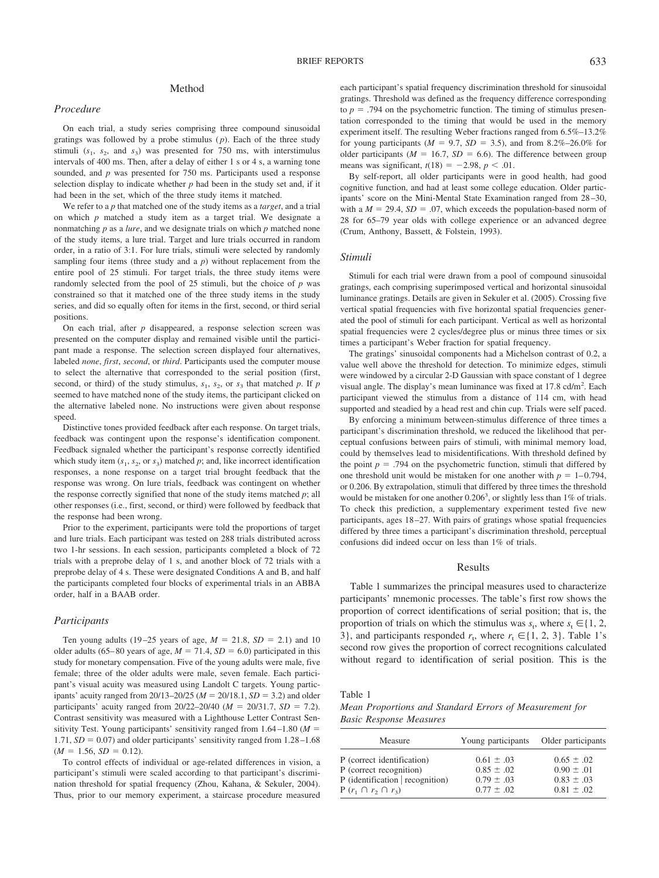## Method

### Procedure

On each trial, a study series comprising three compound sinusoidal gratings was followed by a probe stimulus ($p$). Each of the three study stimuli ($s_1$, $s_2$, and $s_3$) was presented for 750 ms, with interstimulus intervals of 400 ms. Then, after a delay of either 1 s or 4 s, a warning tone sounded, and $p$ was presented for 750 ms. Participants used a response selection display to indicate whether $p$ had been in the study set and, if it had been in the set, which of the three study items it matched.

We refer to a $p$ that matched one of the study items as a *target*, and a trial on which $p$ matched a study item as a target trial. We designate a nonmatching $p$ as a *lure*, and we designate trials on which $p$ matched none of the study items, a lure trial. Target and lure trials occurred in random order, in a ratio of 3:1. For lure trials, stimuli were selected by randomly sampling four items (three study and a $p$) without replacement from the entire pool of 25 stimuli. For target trials, the three study items were randomly selected from the pool of 25 stimuli, but the choice of $p$ was constrained so that it matched one of the three study items in the study series, and did so equally often for items in the first, second, or third serial positions.

On each trial, after $p$ disappeared, a response selection screen was presented on the computer display and remained visible until the participant made a response. The selection screen displayed four alternatives, labeled *none*, *first*, *second*, or *third*. Participants used the computer mouse to select the alternative that corresponded to the serial position (first, second, or third) of the study stimulus, $s_1$, $s_2$, or $s_3$ that matched $p$. If $p$ seemed to have matched none of the study items, the participant clicked on the alternative labeled none. No instructions were given about response speed.

Distinctive tones provided feedback after each response. On target trials, feedback was contingent upon the response's identification component. Feedback signaled whether the participant's response correctly identified which study item ($s_1$, $s_2$, or $s_3$) matched $p$; and, like incorrect identification responses, a none response on a target trial brought feedback that the response was wrong. On lure trials, feedback was contingent on whether the response correctly signified that none of the study items matched $p$; all other responses (i.e., first, second, or third) were followed by feedback that the response had been wrong.

Prior to the experiment, participants were told the proportions of target and lure trials. Each participant was tested on 288 trials distributed across two 1-hr sessions. In each session, participants completed a block of 72 trials with a preprobe delay of 1 s, and another block of 72 trials with a preprobe delay of 4 s. These were designated Conditions A and B, and half the participants completed four blocks of experimental trials in an ABBA order, half in a BAAB order.

### Participants

Ten young adults (19–25 years of age, $M = 21.8$, $SD = 2.1$) and 10 older adults (65–80 years of age, $M = 71.4$, $SD = 6.0$) participated in this study for monetary compensation. Five of the young adults were male, five female; three of the older adults were male, seven female. Each participant's visual acuity was measured using Landolt C targets. Young participants' acuity ranged from 20/13–20/25 ($M = 20/18.1$, $SD = 3.2$) and older participants' acuity ranged from 20/22–20/40 ($M = 20/31.7$, $SD = 7.2$). Contrast sensitivity was measured with a Lighthouse Letter Contrast Sensitivity Test. Young participants' sensitivity ranged from 1.64–1.80 ($M = 1.71$, $SD = 0.07$) and older participants' sensitivity ranged from 1.28–1.68 ($M = 1.56$, $SD = 0.12$).

To control effects of individual or age-related differences in vision, a participant's stimuli were scaled according to that participant's discrimination threshold for spatial frequency (Zhou, Kahana, & Sekuler, 2004). Thus, prior to our memory experiment, a staircase procedure measured each participant's spatial frequency discrimination threshold for sinusoidal gratings. Threshold was defined as the frequency difference corresponding to $p = .794$ on the psychometric function. The timing of stimulus presentation corresponded to the timing that would be used in the memory experiment itself. The resulting Weber fractions ranged from 6.5%–13.2% for young participants ($M = 9.7$, $SD = 3.5$), and from 8.2%–26.0% for older participants ($M = 16.7$, $SD = 6.6$). The difference between group means was significant, $t(18) = -2.98$, $p < .01$.

By self-report, all older participants were in good health, had good cognitive function, and had at least some college education. Older participants' score on the Mini-Mental State Examination ranged from 28–30, with a $M = 29.4$, $SD = .07$, which exceeds the population-based norm of 28 for 65–79 year olds with college experience or an advanced degree (Crum, Anthony, Bassett, & Folstein, 1993).

### Stimuli

Stimuli for each trial were drawn from a pool of compound sinusoidal gratings, each comprising superimposed vertical and horizontal sinusoidal luminance gratings. Details are given in Sekuler et al. (2005). Crossing five vertical spatial frequencies with five horizontal spatial frequencies generated the pool of stimuli for each participant. Vertical as well as horizontal spatial frequencies were 2 cycles/degree plus or minus three times or six times a participant's Weber fraction for spatial frequency.

The gratings' sinusoidal components had a Michelson contrast of 0.2, a value well above the threshold for detection. To minimize edges, stimuli were windowed by a circular 2-D Gaussian with space constant of 1 degree visual angle. The display's mean luminance was fixed at 17.8 cd/m$^2$. Each participant viewed the stimulus from a distance of 114 cm, with head supported and steadied by a head rest and chin cup. Trials were self paced.

By enforcing a minimum between-stimulus difference of three times a participant's discrimination threshold, we reduced the likelihood that perceptual confusions between pairs of stimuli, with minimal memory load, could by themselves lead to misidentifications. With threshold defined by the point $p = .794$ on the psychometric function, stimuli that differed by one threshold unit would be mistaken for one another with $p = 1–0.794$, or 0.206. By extrapolation, stimuli that differed by three times the threshold would be mistaken for one another $0.206^3$, or slightly less than 1% of trials. To check this prediction, a supplementary experiment tested five new participants, ages 18–27. With pairs of gratings whose spatial frequencies differed by three times a participant's discrimination threshold, perceptual confusions did indeed occur on less than 1% of trials.

## Results

Table 1 summarizes the principal measures used to characterize participants' mnemonic processes. The table's first row shows the proportion of correct identifications of serial position; that is, the proportion of trials on which the stimulus was $s_t$, where $s_t \in \{1, 2, 3\}$, and participants responded $r_t$, where $r_t \in \{1, 2, 3\}$. Table 1's second row gives the proportion of correct recognitions calculated without regard to identification of serial position. This is the

Table 1
*Mean Proportions and Standard Errors of Measurement for Basic Response Measures*

| Measure | Young participants | Older participants |
|---|---|---|
| P (correct identification) | 0.61 ± .03 | 0.65 ± .02 |
| P (correct recognition) | 0.85 ± .02 | 0.90 ± .01 |
| P (identification \| recognition) | 0.79 ± .03 | 0.83 ± .03 |
| P ($r_1 \cap r_2 \cap r_3$) | 0.77 ± .02 | 0.81 ± .02 |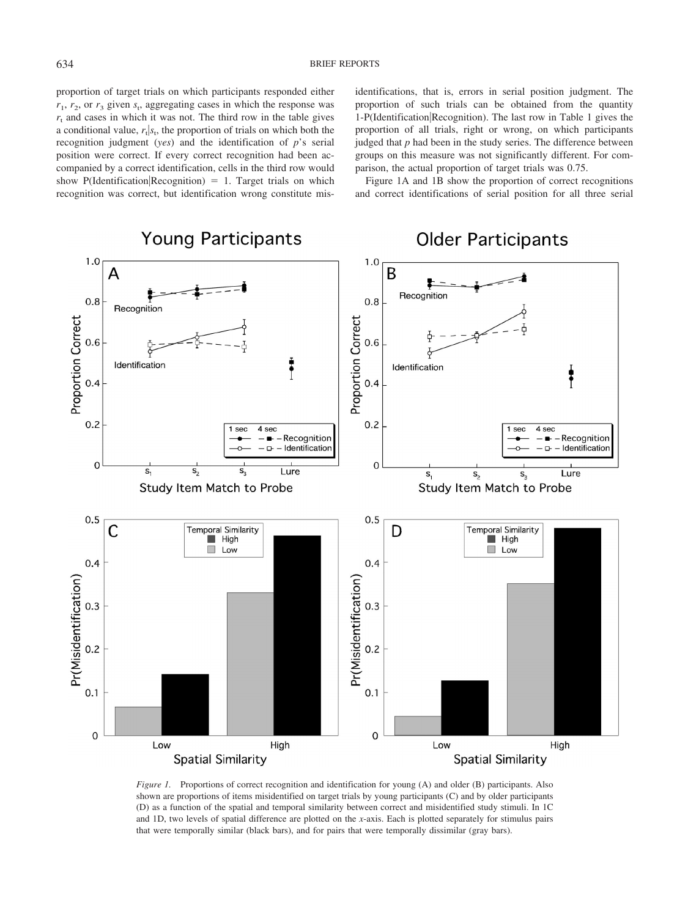proportion of target trials on which participants responded either $r_1$, $r_2$, or $r_3$ given $s_t$, aggregating cases in which the response was $r_t$ and cases in which it was not. The third row in the table gives a conditional value, $r_t|s_t$, the proportion of trials on which both the recognition judgment (*yes*) and the identification of *p*'s serial position were correct. If every correct recognition had been accompanied by a correct identification, cells in the third row would show P(Identification|Recognition) = 1. Target trials on which recognition was correct, but identification wrong constitute misidentifications, that is, errors in serial position judgment. The proportion of such trials can be obtained from the quantity 1-P(Identification|Recognition). The last row in Table 1 gives the proportion of all trials, right or wrong, on which participants judged that *p* had been in the study series. The difference between groups on this measure was not significantly different. For comparison, the actual proportion of target trials was 0.75.

Figure 1A and 1B show the proportion of correct recognitions and correct identifications of serial position for all three serial

*Figure 1.* Proportions of correct recognition and identification for young (A) and older (B) participants. Also shown are proportions of items misidentified on target trials by young participants (C) and by older participants (D) as a function of the spatial and temporal similarity between correct and misidentified study stimuli. In 1C and 1D, two levels of spatial difference are plotted on the *x*-axis. Each is plotted separately for stimulus pairs that were temporally similar (black bars), and for pairs that were temporally dissimilar (gray bars).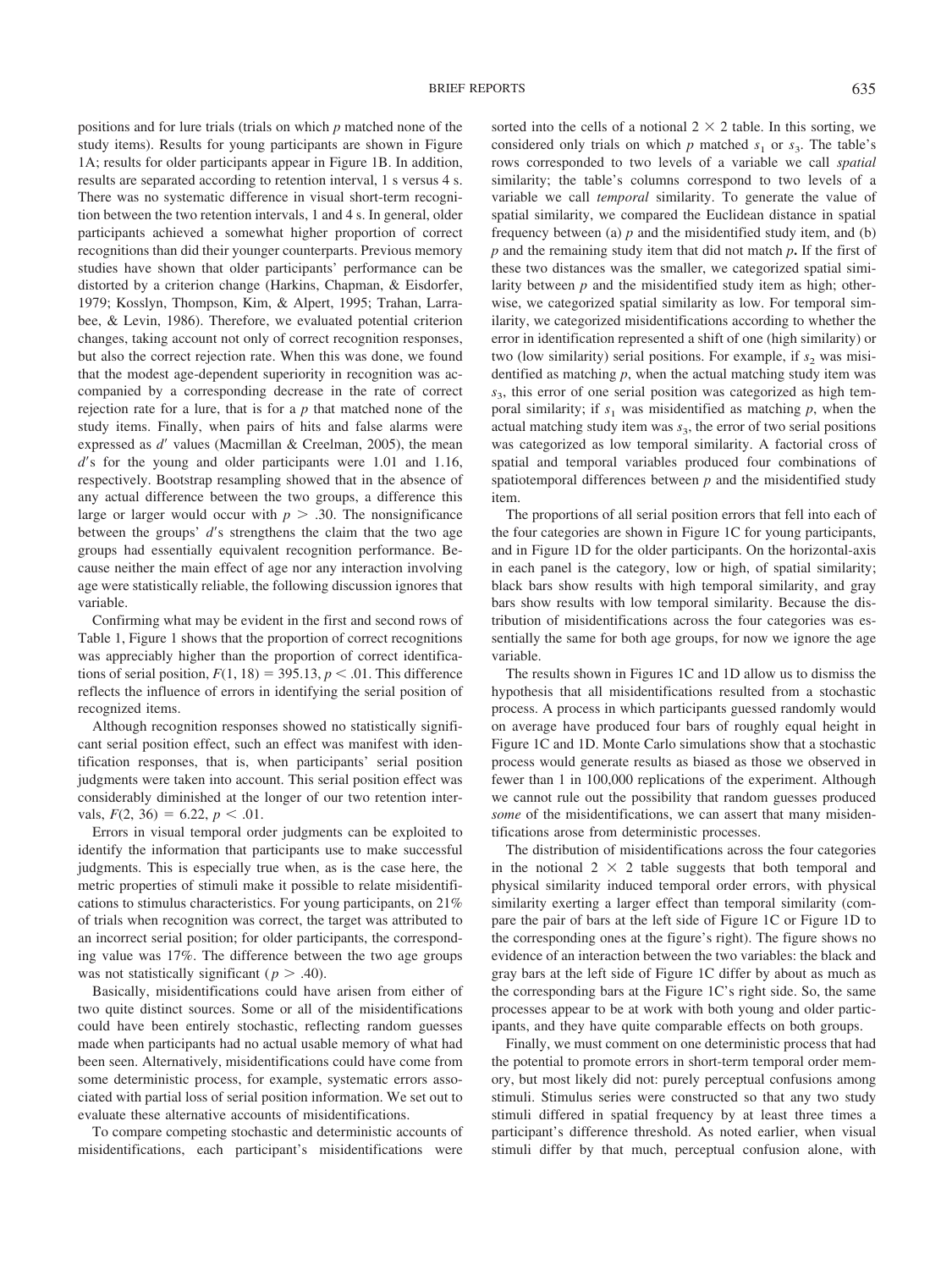positions and for lure trials (trials on which $p$ matched none of the study items). Results for young participants are shown in Figure 1A; results for older participants appear in Figure 1B. In addition, results are separated according to retention interval, 1 s versus 4 s. There was no systematic difference in visual short-term recognition between the two retention intervals, 1 and 4 s. In general, older participants achieved a somewhat higher proportion of correct recognitions than did their younger counterparts. Previous memory studies have shown that older participants' performance can be distorted by a criterion change (Harkins, Chapman, & Eisdorfer, 1979; Kosslyn, Thompson, Kim, & Alpert, 1995; Trahan, Larrabee, & Levin, 1986). Therefore, we evaluated potential criterion changes, taking account not only of correct recognition responses, but also the correct rejection rate. When this was done, we found that the modest age-dependent superiority in recognition was accompanied by a corresponding decrease in the rate of correct rejection rate for a lure, that is for a $p$ that matched none of the study items. Finally, when pairs of hits and false alarms were expressed as $d'$ values (Macmillan & Creelman, 2005), the mean $d'$s for the young and older participants were 1.01 and 1.16, respectively. Bootstrap resampling showed that in the absence of any actual difference between the two groups, a difference this large or larger would occur with $p > .30$. The nonsignificance between the groups' $d'$s strengthens the claim that the two age groups had essentially equivalent recognition performance. Because neither the main effect of age nor any interaction involving age were statistically reliable, the following discussion ignores that variable.

Confirming what may be evident in the first and second rows of Table 1, Figure 1 shows that the proportion of correct recognitions was appreciably higher than the proportion of correct identifications of serial position, $F(1, 18) = 395.13, p < .01$. This difference reflects the influence of errors in identifying the serial position of recognized items.

Although recognition responses showed no statistically significant serial position effect, such an effect was manifest with identification responses, that is, when participants' serial position judgments were taken into account. This serial position effect was considerably diminished at the longer of our two retention intervals, $F(2, 36) = 6.22, p < .01$.

Errors in visual temporal order judgments can be exploited to identify the information that participants use to make successful judgments. This is especially true when, as is the case here, the metric properties of stimuli make it possible to relate misidentifications to stimulus characteristics. For young participants, on 21% of trials when recognition was correct, the target was attributed to an incorrect serial position; for older participants, the corresponding value was 17%. The difference between the two age groups was not statistically significant ($p > .40$).

Basically, misidentifications could have arisen from either of two quite distinct sources. Some or all of the misidentifications could have been entirely stochastic, reflecting random guesses made when participants had no actual usable memory of what had been seen. Alternatively, misidentifications could have come from some deterministic process, for example, systematic errors associated with partial loss of serial position information. We set out to evaluate these alternative accounts of misidentifications.

To compare competing stochastic and deterministic accounts of misidentifications, each participant's misidentifications were sorted into the cells of a notional $2 \times 2$ table. In this sorting, we considered only trials on which $p$ matched $s_1$ or $s_3$. The table's rows corresponded to two levels of a variable we call *spatial* similarity; the table's columns correspond to two levels of a variable we call *temporal* similarity. To generate the value of spatial similarity, we compared the Euclidean distance in spatial frequency between (a) $p$ and the misidentified study item, and (b) $p$ and the remaining study item that did not match $p$**.** If the first of these two distances was the smaller, we categorized spatial similarity between $p$ and the misidentified study item as high; otherwise, we categorized spatial similarity as low. For temporal similarity, we categorized misidentifications according to whether the error in identification represented a shift of one (high similarity) or two (low similarity) serial positions. For example, if $s_2$ was misidentified as matching $p$, when the actual matching study item was $s_3$, this error of one serial position was categorized as high temporal similarity; if $s_1$ was misidentified as matching $p$, when the actual matching study item was $s_3$, the error of two serial positions was categorized as low temporal similarity. A factorial cross of spatial and temporal variables produced four combinations of spatiotemporal differences between $p$ and the misidentified study item.

The proportions of all serial position errors that fell into each of the four categories are shown in Figure 1C for young participants, and in Figure 1D for the older participants. On the horizontal-axis in each panel is the category, low or high, of spatial similarity; black bars show results with high temporal similarity, and gray bars show results with low temporal similarity. Because the distribution of misidentifications across the four categories was essentially the same for both age groups, for now we ignore the age variable.

The results shown in Figures 1C and 1D allow us to dismiss the hypothesis that all misidentifications resulted from a stochastic process. A process in which participants guessed randomly would on average have produced four bars of roughly equal height in Figure 1C and 1D. Monte Carlo simulations show that a stochastic process would generate results as biased as those we observed in fewer than 1 in 100,000 replications of the experiment. Although we cannot rule out the possibility that random guesses produced *some* of the misidentifications, we can assert that many misidentifications arose from deterministic processes.

The distribution of misidentifications across the four categories in the notional $2 \times 2$ table suggests that both temporal and physical similarity induced temporal order errors, with physical similarity exerting a larger effect than temporal similarity (compare the pair of bars at the left side of Figure 1C or Figure 1D to the corresponding ones at the figure's right). The figure shows no evidence of an interaction between the two variables: the black and gray bars at the left side of Figure 1C differ by about as much as the corresponding bars at the Figure 1C's right side. So, the same processes appear to be at work with both young and older participants, and they have quite comparable effects on both groups.

Finally, we must comment on one deterministic process that had the potential to promote errors in short-term temporal order memory, but most likely did not: purely perceptual confusions among stimuli. Stimulus series were constructed so that any two study stimuli differed in spatial frequency by at least three times a participant's difference threshold. As noted earlier, when visual stimuli differ by that much, perceptual confusion alone, with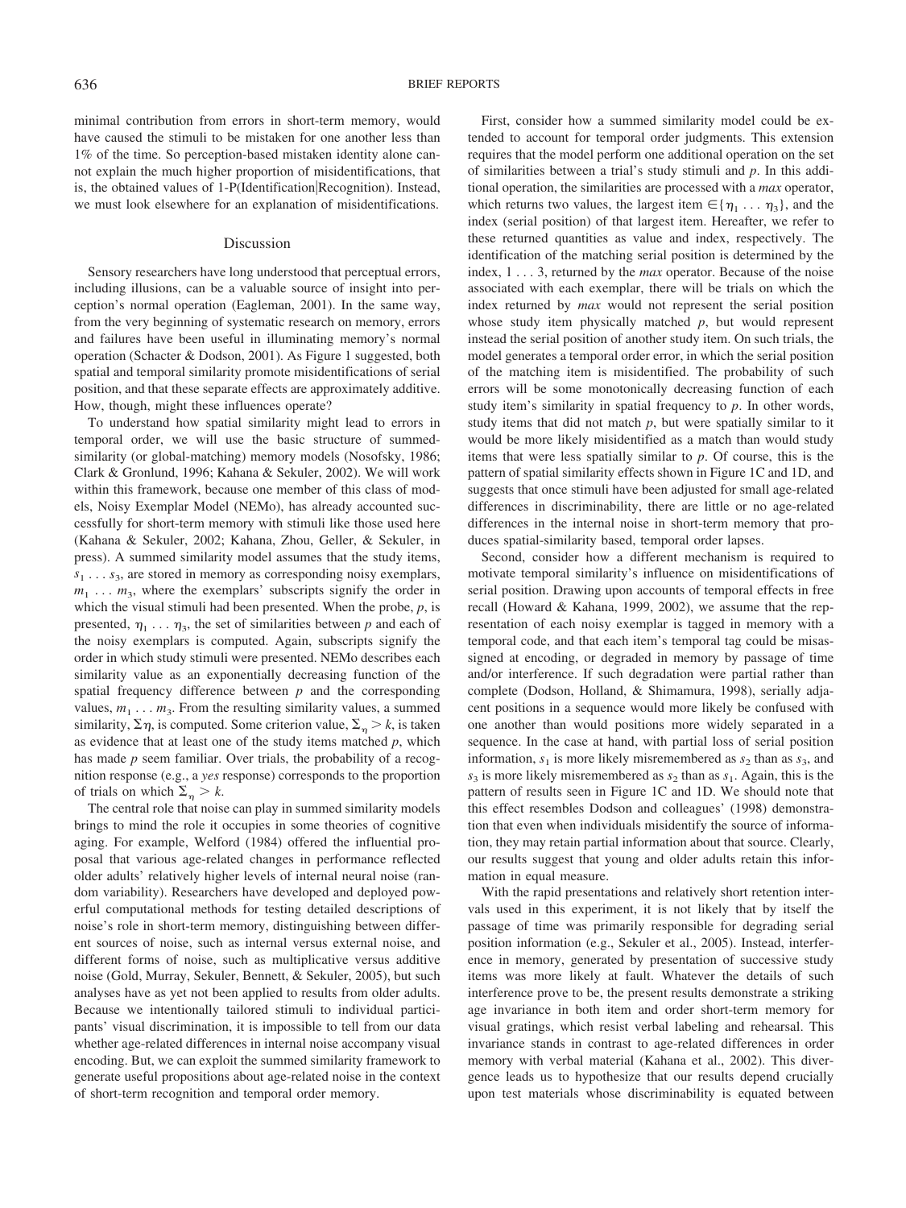minimal contribution from errors in short-term memory, would have caused the stimuli to be mistaken for one another less than 1% of the time. So perception-based mistaken identity alone cannot explain the much higher proportion of misidentifications, that is, the obtained values of 1-P(Identification|Recognition). Instead, we must look elsewhere for an explanation of misidentifications.

## Discussion

Sensory researchers have long understood that perceptual errors, including illusions, can be a valuable source of insight into perception's normal operation (Eagleman, 2001). In the same way, from the very beginning of systematic research on memory, errors and failures have been useful in illuminating memory's normal operation (Schacter & Dodson, 2001). As Figure 1 suggested, both spatial and temporal similarity promote misidentifications of serial position, and that these separate effects are approximately additive. How, though, might these influences operate?

To understand how spatial similarity might lead to errors in temporal order, we will use the basic structure of summed-similarity (or global-matching) memory models (Nosofsky, 1986; Clark & Gronlund, 1996; Kahana & Sekuler, 2002). We will work within this framework, because one member of this class of models, Noisy Exemplar Model (NEMo), has already accounted successfully for short-term memory with stimuli like those used here (Kahana & Sekuler, 2002; Kahana, Zhou, Geller, & Sekuler, in press). A summed similarity model assumes that the study items, $s_1 \ldots s_3$, are stored in memory as corresponding noisy exemplars, $m_1 \ldots m_3$, where the exemplars' subscripts signify the order in which the visual stimuli had been presented. When the probe, $p$, is presented, $\eta_1 \ldots \eta_3$, the set of similarities between $p$ and each of the noisy exemplars is computed. Again, subscripts signify the order in which study stimuli were presented. NEMo describes each similarity value as an exponentially decreasing function of the spatial frequency difference between $p$ and the corresponding values, $m_1 \ldots m_3$. From the resulting similarity values, a summed similarity, $\Sigma\eta$, is computed. Some criterion value, $\Sigma_\eta > k$, is taken as evidence that at least one of the study items matched $p$, which has made $p$ seem familiar. Over trials, the probability of a recognition response (e.g., a *yes* response) corresponds to the proportion of trials on which $\Sigma_\eta > k$.

The central role that noise can play in summed similarity models brings to mind the role it occupies in some theories of cognitive aging. For example, Welford (1984) offered the influential proposal that various age-related changes in performance reflected older adults' relatively higher levels of internal neural noise (random variability). Researchers have developed and deployed powerful computational methods for testing detailed descriptions of noise's role in short-term memory, distinguishing between different sources of noise, such as internal versus external noise, and different forms of noise, such as multiplicative versus additive noise (Gold, Murray, Sekuler, Bennett, & Sekuler, 2005), but such analyses have as yet not been applied to results from older adults. Because we intentionally tailored stimuli to individual participants' visual discrimination, it is impossible to tell from our data whether age-related differences in internal noise accompany visual encoding. But, we can exploit the summed similarity framework to generate useful propositions about age-related noise in the context of short-term recognition and temporal order memory.

First, consider how a summed similarity model could be extended to account for temporal order judgments. This extension requires that the model perform one additional operation on the set of similarities between a trial's study stimuli and $p$. In this additional operation, the similarities are processed with a *max* operator, which returns two values, the largest item $\in\{\eta_1 \ldots \eta_3\}$, and the index (serial position) of that largest item. Hereafter, we refer to these returned quantities as value and index, respectively. The identification of the matching serial position is determined by the index, 1 . . . 3, returned by the *max* operator. Because of the noise associated with each exemplar, there will be trials on which the index returned by *max* would not represent the serial position whose study item physically matched $p$, but would represent instead the serial position of another study item. On such trials, the model generates a temporal order error, in which the serial position of the matching item is misidentified. The probability of such errors will be some monotonically decreasing function of each study item's similarity in spatial frequency to $p$. In other words, study items that did not match $p$, but were spatially similar to it would be more likely misidentified as a match than would study items that were less spatially similar to $p$. Of course, this is the pattern of spatial similarity effects shown in Figure 1C and 1D, and suggests that once stimuli have been adjusted for small age-related differences in discriminability, there are little or no age-related differences in the internal noise in short-term memory that produces spatial-similarity based, temporal order lapses.

Second, consider how a different mechanism is required to motivate temporal similarity's influence on misidentifications of serial position. Drawing upon accounts of temporal effects in free recall (Howard & Kahana, 1999, 2002), we assume that the representation of each noisy exemplar is tagged in memory with a temporal code, and that each item's temporal tag could be misassigned at encoding, or degraded in memory by passage of time and/or interference. If such degradation were partial rather than complete (Dodson, Holland, & Shimamura, 1998), serially adjacent positions in a sequence would more likely be confused with one another than would positions more widely separated in a sequence. In the case at hand, with partial loss of serial position information, $s_1$ is more likely misremembered as $s_2$ than as $s_3$, and $s_3$ is more likely misremembered as $s_2$ than as $s_1$. Again, this is the pattern of results seen in Figure 1C and 1D. We should note that this effect resembles Dodson and colleagues' (1998) demonstration that even when individuals misidentify the source of information, they may retain partial information about that source. Clearly, our results suggest that young and older adults retain this information in equal measure.

With the rapid presentations and relatively short retention intervals used in this experiment, it is not likely that by itself the passage of time was primarily responsible for degrading serial position information (e.g., Sekuler et al., 2005). Instead, interference in memory, generated by presentation of successive study items was more likely at fault. Whatever the details of such interference prove to be, the present results demonstrate a striking age invariance in both item and order short-term memory for visual gratings, which resist verbal labeling and rehearsal. This invariance stands in contrast to age-related differences in order memory with verbal material (Kahana et al., 2002). This divergence leads us to hypothesize that our results depend crucially upon test materials whose discriminability is equated between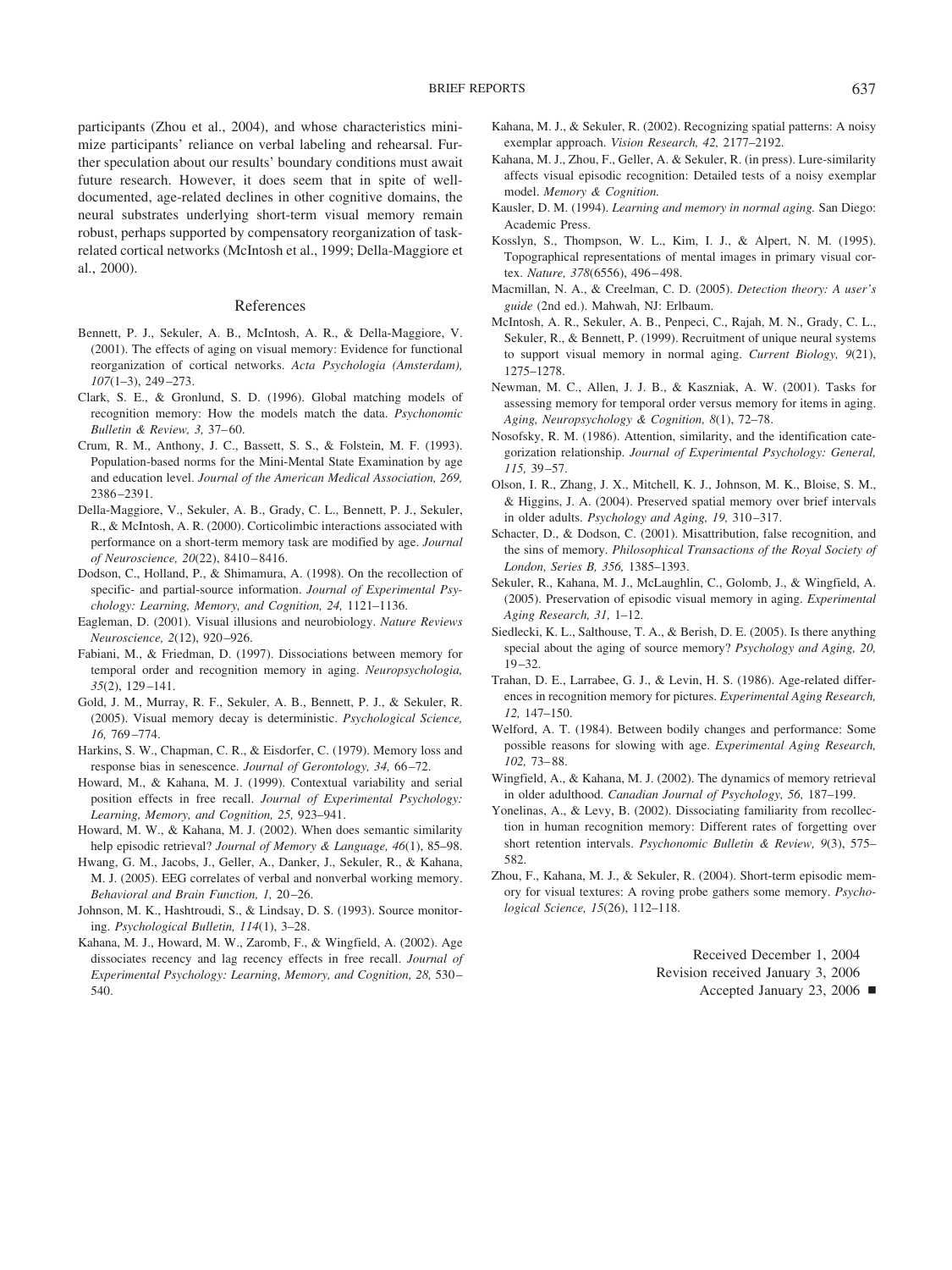participants (Zhou et al., 2004), and whose characteristics minimize participants' reliance on verbal labeling and rehearsal. Further speculation about our results' boundary conditions must await future research. However, it does seem that in spite of well-documented, age-related declines in other cognitive domains, the neural substrates underlying short-term visual memory remain robust, perhaps supported by compensatory reorganization of task-related cortical networks (McIntosh et al., 1999; Della-Maggiore et al., 2000).

## References

Bennett, P. J., Sekuler, A. B., McIntosh, A. R., & Della-Maggiore, V. (2001). The effects of aging on visual memory: Evidence for functional reorganization of cortical networks. *Acta Psychologia (Amsterdam), 107*(1–3), 249–273.

Clark, S. E., & Gronlund, S. D. (1996). Global matching models of recognition memory: How the models match the data. *Psychonomic Bulletin & Review, 3,* 37–60.

Crum, R. M., Anthony, J. C., Bassett, S. S., & Folstein, M. F. (1993). Population-based norms for the Mini-Mental State Examination by age and education level. *Journal of the American Medical Association, 269,* 2386–2391.

Della-Maggiore, V., Sekuler, A. B., Grady, C. L., Bennett, P. J., Sekuler, R., & McIntosh, A. R. (2000). Corticolimbic interactions associated with performance on a short-term memory task are modified by age. *Journal of Neuroscience, 20*(22), 8410–8416.

Dodson, C., Holland, P., & Shimamura, A. (1998). On the recollection of specific- and partial-source information. *Journal of Experimental Psychology: Learning, Memory, and Cognition, 24,* 1121–1136.

Eagleman, D. (2001). Visual illusions and neurobiology. *Nature Reviews Neuroscience, 2*(12), 920–926.

Fabiani, M., & Friedman, D. (1997). Dissociations between memory for temporal order and recognition memory in aging. *Neuropsychologia, 35*(2), 129–141.

Gold, J. M., Murray, R. F., Sekuler, A. B., Bennett, P. J., & Sekuler, R. (2005). Visual memory decay is deterministic. *Psychological Science, 16,* 769–774.

Harkins, S. W., Chapman, C. R., & Eisdorfer, C. (1979). Memory loss and response bias in senescence. *Journal of Gerontology, 34,* 66–72.

Howard, M., & Kahana, M. J. (1999). Contextual variability and serial position effects in free recall. *Journal of Experimental Psychology: Learning, Memory, and Cognition, 25,* 923–941.

Howard, M. W., & Kahana, M. J. (2002). When does semantic similarity help episodic retrieval? *Journal of Memory & Language, 46*(1), 85–98.

Hwang, G. M., Jacobs, J., Geller, A., Danker, J., Sekuler, R., & Kahana, M. J. (2005). EEG correlates of verbal and nonverbal working memory. *Behavioral and Brain Function, 1,* 20–26.

Johnson, M. K., Hashtroudi, S., & Lindsay, D. S. (1993). Source monitoring. *Psychological Bulletin, 114*(1), 3–28.

Kahana, M. J., Howard, M. W., Zaromb, F., & Wingfield, A. (2002). Age dissociates recency and lag recency effects in free recall. *Journal of Experimental Psychology: Learning, Memory, and Cognition, 28,* 530–540.

Kahana, M. J., & Sekuler, R. (2002). Recognizing spatial patterns: A noisy exemplar approach. *Vision Research, 42,* 2177–2192.

Kahana, M. J., Zhou, F., Geller, A. & Sekuler, R. (in press). Lure-similarity affects visual episodic recognition: Detailed tests of a noisy exemplar model. *Memory & Cognition.*

Kausler, D. M. (1994). *Learning and memory in normal aging.* San Diego: Academic Press.

Kosslyn, S., Thompson, W. L., Kim, I. J., & Alpert, N. M. (1995). Topographical representations of mental images in primary visual cortex. *Nature, 378*(6556), 496–498.

Macmillan, N. A., & Creelman, C. D. (2005). *Detection theory: A user's guide* (2nd ed.). Mahwah, NJ: Erlbaum.

McIntosh, A. R., Sekuler, A. B., Penpeci, C., Rajah, M. N., Grady, C. L., Sekuler, R., & Bennett, P. (1999). Recruitment of unique neural systems to support visual memory in normal aging. *Current Biology, 9*(21), 1275–1278.

Newman, M. C., Allen, J. J. B., & Kaszniak, A. W. (2001). Tasks for assessing memory for temporal order versus memory for items in aging. *Aging, Neuropsychology & Cognition, 8*(1), 72–78.

Nosofsky, R. M. (1986). Attention, similarity, and the identification categorization relationship. *Journal of Experimental Psychology: General, 115,* 39–57.

Olson, I. R., Zhang, J. X., Mitchell, K. J., Johnson, M. K., Bloise, S. M., & Higgins, J. A. (2004). Preserved spatial memory over brief intervals in older adults. *Psychology and Aging, 19,* 310–317.

Schacter, D., & Dodson, C. (2001). Misattribution, false recognition, and the sins of memory. *Philosophical Transactions of the Royal Society of London, Series B, 356,* 1385–1393.

Sekuler, R., Kahana, M. J., McLaughlin, C., Golomb, J., & Wingfield, A. (2005). Preservation of episodic visual memory in aging. *Experimental Aging Research, 31,* 1–12.

Siedlecki, K. L., Salthouse, T. A., & Berish, D. E. (2005). Is there anything special about the aging of source memory? *Psychology and Aging, 20,* 19–32.

Trahan, D. E., Larrabee, G. J., & Levin, H. S. (1986). Age-related differences in recognition memory for pictures. *Experimental Aging Research, 12,* 147–150.

Welford, A. T. (1984). Between bodily changes and performance: Some possible reasons for slowing with age. *Experimental Aging Research, 102,* 73–88.

Wingfield, A., & Kahana, M. J. (2002). The dynamics of memory retrieval in older adulthood. *Canadian Journal of Psychology, 56,* 187–199.

Yonelinas, A., & Levy, B. (2002). Dissociating familiarity from recollection in human recognition memory: Different rates of forgetting over short retention intervals. *Psychonomic Bulletin & Review, 9*(3), 575–582.

Zhou, F., Kahana, M. J., & Sekuler, R. (2004). Short-term episodic memory for visual textures: A roving probe gathers some memory. *Psychological Science, 15*(26), 112–118.

Received December 1, 2004
Revision received January 3, 2006
Accepted January 23, 2006 ■